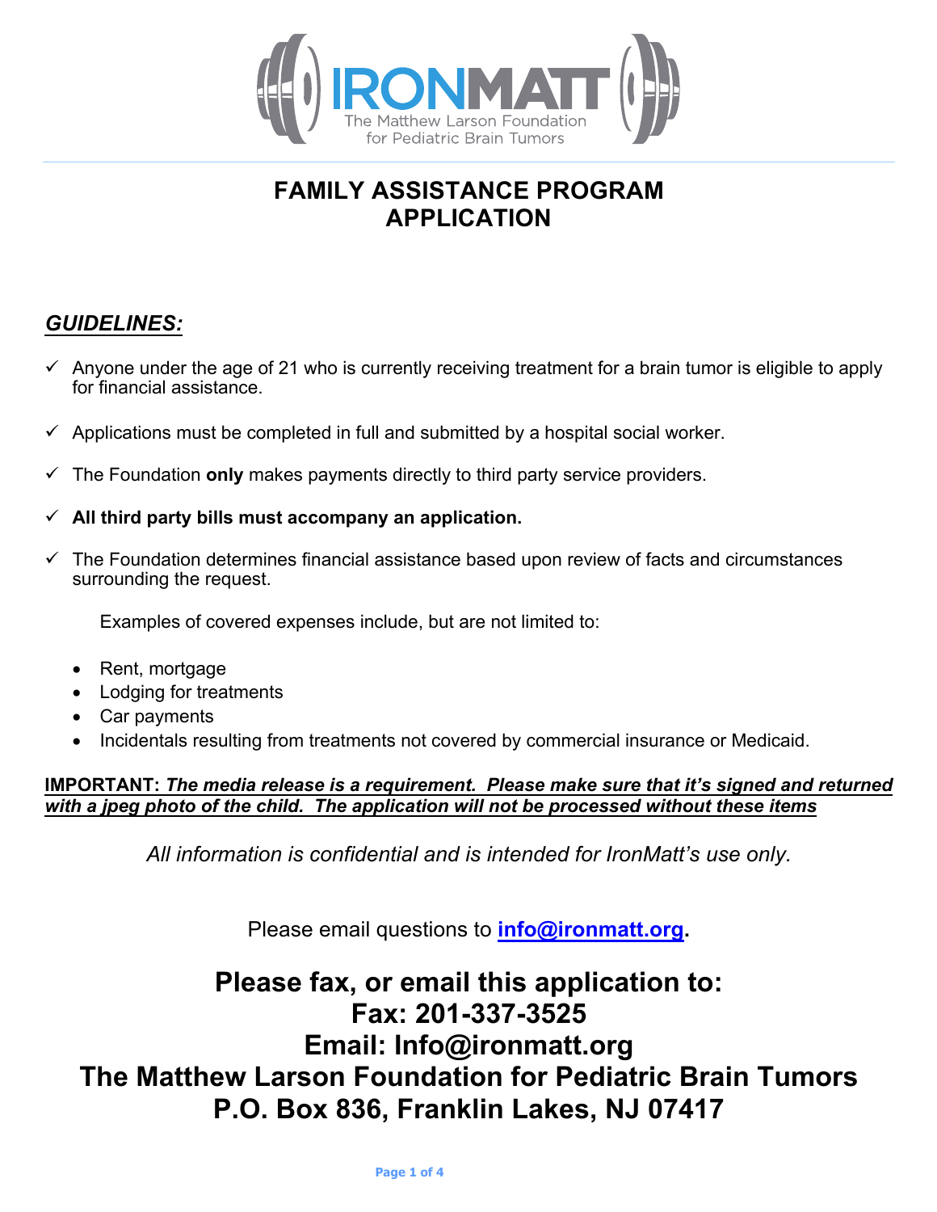IRONMATT

The Matthew Larson Foundation for Pediatric Brain Tumors

# FAMILY ASSISTANCE PROGRAM APPLICATION

## ***GUIDELINES:***

- ✓ Anyone under the age of 21 who is currently receiving treatment for a brain tumor is eligible to apply for financial assistance.
- ✓ Applications must be completed in full and submitted by a hospital social worker.
- ✓ The Foundation **only** makes payments directly to third party service providers.
- ✓ **All third party bills must accompany an application.**
- ✓ The Foundation determines financial assistance based upon review of facts and circumstances surrounding the request.

Examples of covered expenses include, but are not limited to:

- Rent, mortgage
- Lodging for treatments
- Car payments
- Incidentals resulting from treatments not covered by commercial insurance or Medicaid.

**IMPORTANT:** ***The media release is a requirement. Please make sure that it's signed and returned with a jpeg photo of the child. The application will not be processed without these items***

*All information is confidential and is intended for IronMatt's use only.*

Please email questions to **info@ironmatt.org**.

**Please fax, or email this application to:**
**Fax: 201-337-3525**
**Email: Info@ironmatt.org**
**The Matthew Larson Foundation for Pediatric Brain Tumors**
**P.O. Box 836, Franklin Lakes, NJ 07417**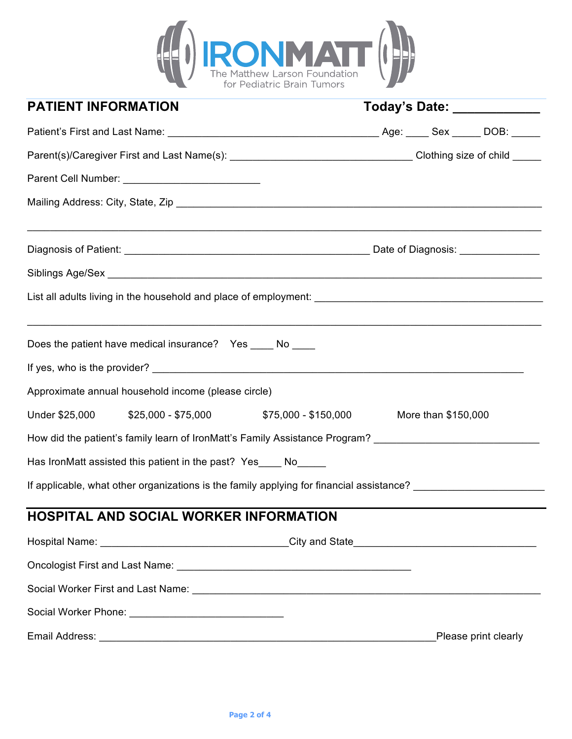IRONMATT
The Matthew Larson Foundation for Pediatric Brain Tumors

## PATIENT INFORMATION

**Today's Date: ____________**

Patient's First and Last Name: ____________________________________ Age: ____ Sex _____ DOB: _____

Parent(s)/Caregiver First and Last Name(s): _______________________________ Clothing size of child _____

Parent Cell Number: _______________________

Mailing Address: City, State, Zip ______________________________________________________________

_______________________________________________________________________________________

Diagnosis of Patient: __________________________________________ Date of Diagnosis: ______________

Siblings Age/Sex ___________________________________________________________________________

List all adults living in the household and place of employment: ______________________________________

_______________________________________________________________________________________

Does the patient have medical insurance? Yes ____ No ____

If yes, who is the provider? ___________________________________________________________

Approximate annual household income (please circle)

Under $25,000 $25,000 - $75,000 $75,000 - $150,000 More than $150,000

How did the patient's family learn of IronMatt's Family Assistance Program? ____________________________

Has IronMatt assisted this patient in the past? Yes____ No_____

If applicable, what other organizations is the family applying for financial assistance? ______________________

## HOSPITAL AND SOCIAL WORKER INFORMATION

Hospital Name: _________________________________City and State________________________________

Oncologist First and Last Name: ________________________________________

Social Worker First and Last Name: ______________________________________________________________

Social Worker Phone: __________________________

Email Address: _________________________________________________________Please print clearly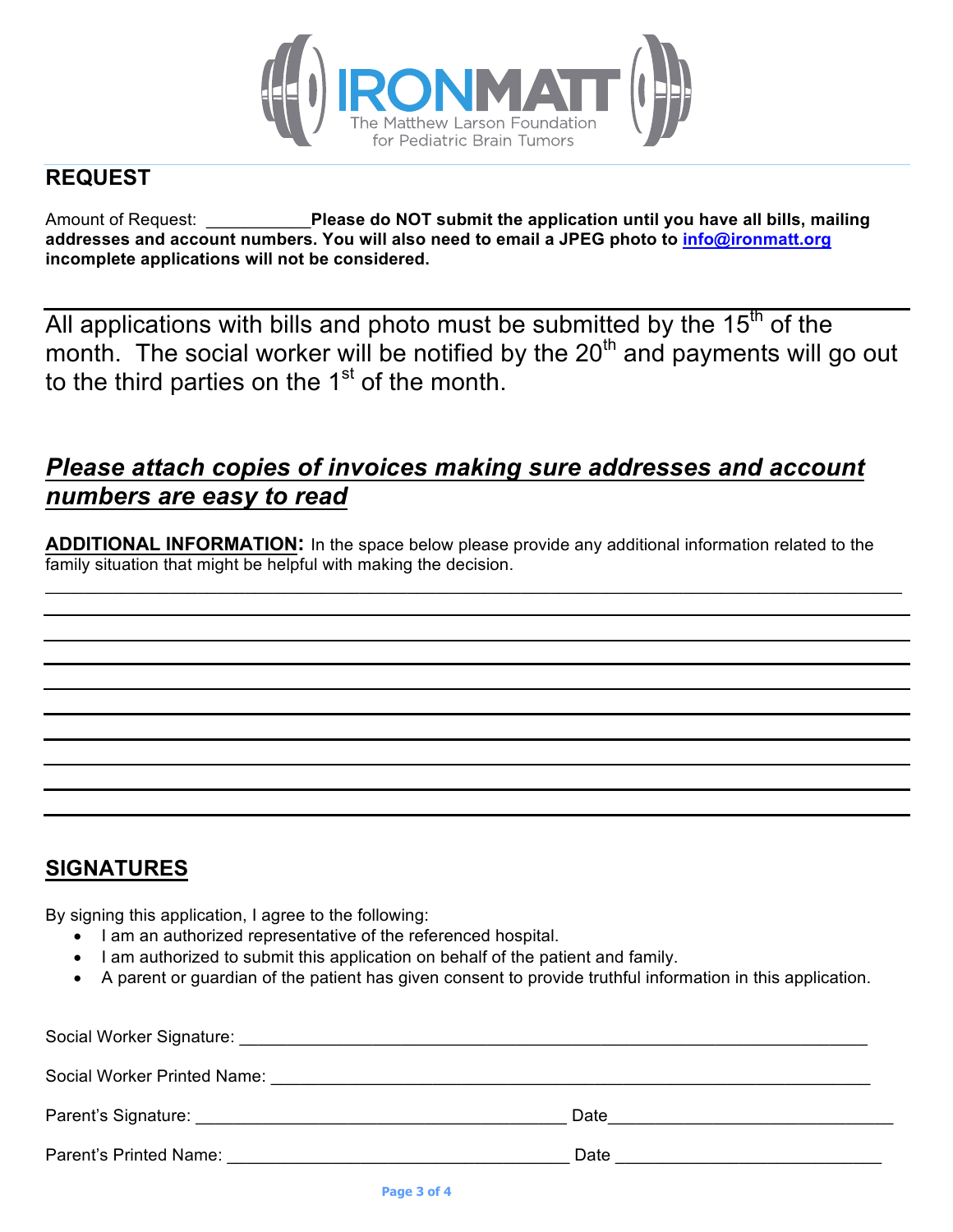IRONMATT
The Matthew Larson Foundation
for Pediatric Brain Tumors

## REQUEST

Amount of Request: ___________**Please do NOT submit the application until you have all bills, mailing addresses and account numbers. You will also need to email a JPEG photo to info@ironmatt.org incomplete applications will not be considered.**

All applications with bills and photo must be submitted by the 15th of the month. The social worker will be notified by the 20th and payments will go out to the third parties on the 1st of the month.

***Please attach copies of invoices making sure addresses and account numbers are easy to read***

**ADDITIONAL INFORMATION:** In the space below please provide any additional information related to the family situation that might be helpful with making the decision.

_______________________________________________________________________________

_______________________________________________________________________________

_______________________________________________________________________________

_______________________________________________________________________________

_______________________________________________________________________________

_______________________________________________________________________________

_______________________________________________________________________________

_______________________________________________________________________________

_______________________________________________________________________________

_______________________________________________________________________________

## SIGNATURES

By signing this application, I agree to the following:

- I am an authorized representative of the referenced hospital.
- I am authorized to submit this application on behalf of the patient and family.
- A parent or guardian of the patient has given consent to provide truthful information in this application.

Social Worker Signature: ______________________________________________________________

Social Worker Printed Name: ___________________________________________________________

Parent's Signature: ________________________________________ Date______________________________

Parent's Printed Name: _____________________________________ Date ____________________________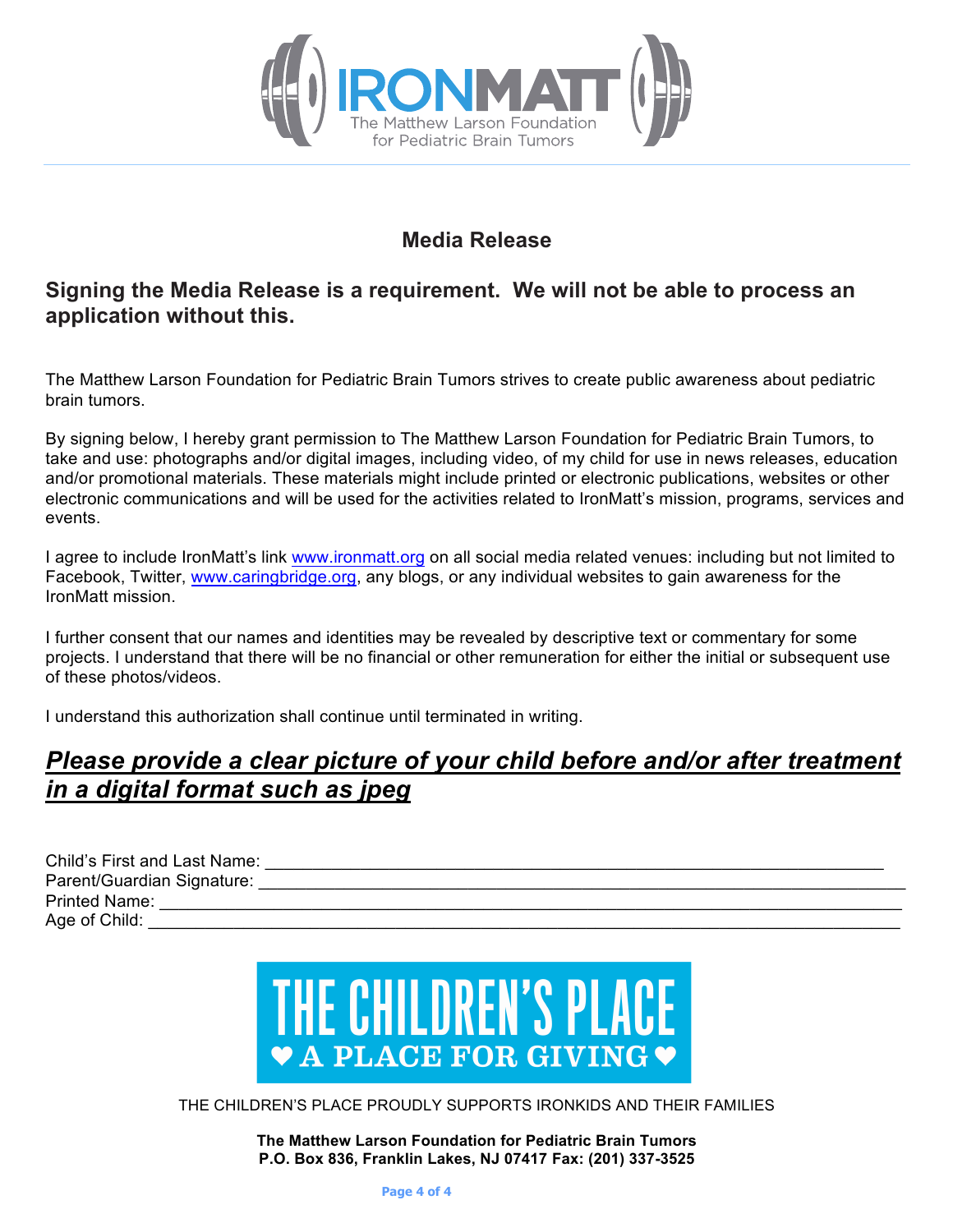IRONMATT
The Matthew Larson Foundation
for Pediatric Brain Tumors

## Media Release

### Signing the Media Release is a requirement. We will not be able to process an application without this.

The Matthew Larson Foundation for Pediatric Brain Tumors strives to create public awareness about pediatric brain tumors.

By signing below, I hereby grant permission to The Matthew Larson Foundation for Pediatric Brain Tumors, to take and use: photographs and/or digital images, including video, of my child for use in news releases, education and/or promotional materials. These materials might include printed or electronic publications, websites or other electronic communications and will be used for the activities related to IronMatt's mission, programs, services and events.

I agree to include IronMatt's link www.ironmatt.org on all social media related venues: including but not limited to Facebook, Twitter, www.caringbridge.org, any blogs, or any individual websites to gain awareness for the IronMatt mission.

I further consent that our names and identities may be revealed by descriptive text or commentary for some projects. I understand that there will be no financial or other remuneration for either the initial or subsequent use of these photos/videos.

I understand this authorization shall continue until terminated in writing.

## ***Please provide a clear picture of your child before and/or after treatment in a digital format such as jpeg***

Child's First and Last Name: ______________________________________________________________
Parent/Guardian Signature: ________________________________________________________________
Printed Name: _____________________________________________________________________________
Age of Child: ______________________________________________________________________________

THE CHILDREN'S PLACE
♥ A PLACE FOR GIVING ♥

THE CHILDREN'S PLACE PROUDLY SUPPORTS IRONKIDS AND THEIR FAMILIES

**The Matthew Larson Foundation for Pediatric Brain Tumors**
**P.O. Box 836, Franklin Lakes, NJ 07417 Fax: (201) 337-3525**